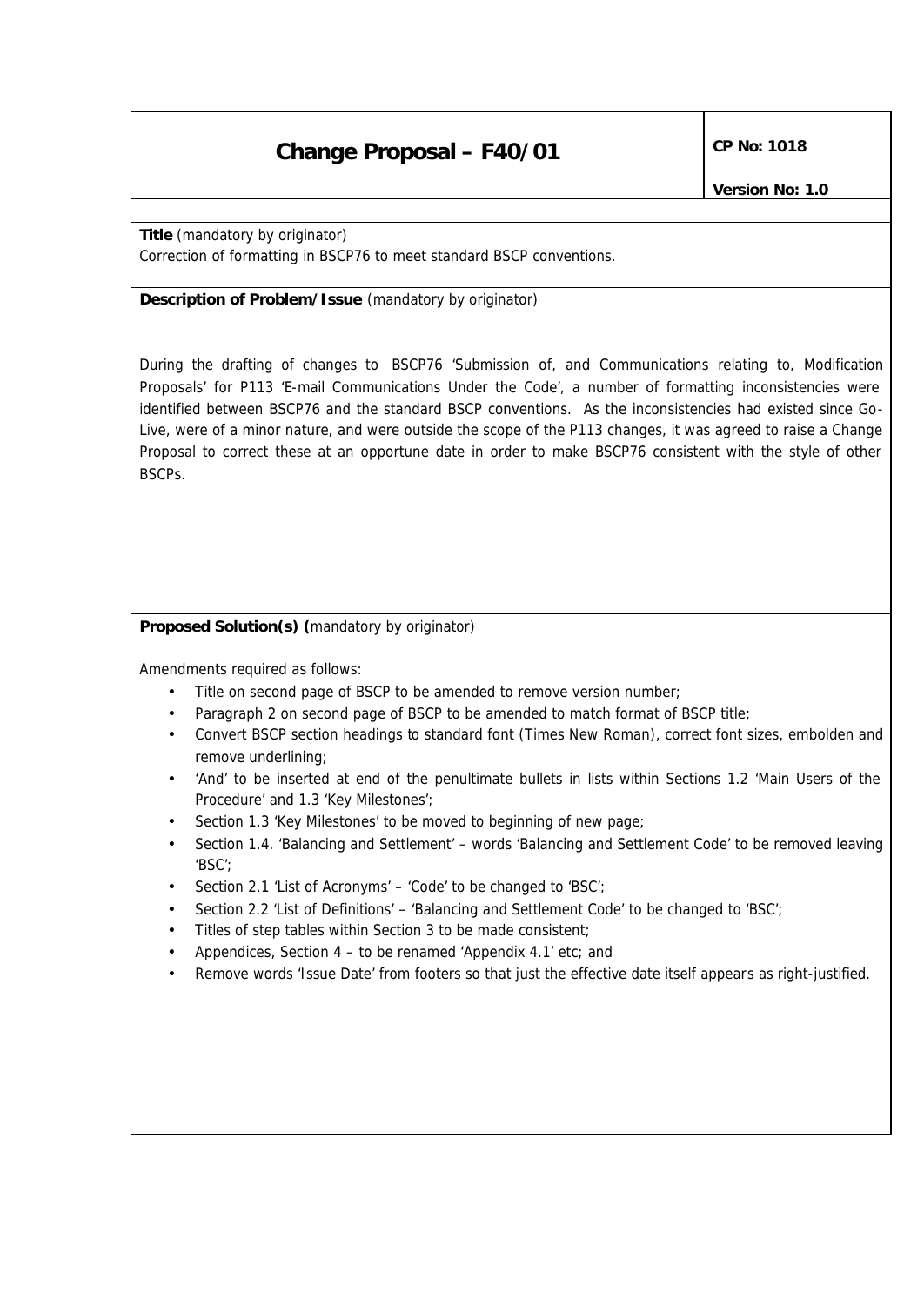# Change Proposal – F40/01

**CP No: 1018**

**Version No: 1.0**

**Title** (mandatory by originator)

Correction of formatting in BSCP76 to meet standard BSCP conventions.

**Description of Problem/Issue** (mandatory by originator)

During the drafting of changes to BSCP76 'Submission of, and Communications relating to, Modification Proposals' for P113 'E-mail Communications Under the Code', a number of formatting inconsistencies were identified between BSCP76 and the standard BSCP conventions. As the inconsistencies had existed since Go-Live, were of a minor nature, and were outside the scope of the P113 changes, it was agreed to raise a Change Proposal to correct these at an opportune date in order to make BSCP76 consistent with the style of other BSCPs.

**Proposed Solution(s) (**mandatory by originator)

Amendments required as follows:

- Title on second page of BSCP to be amended to remove version number;
- Paragraph 2 on second page of BSCP to be amended to match format of BSCP title;
- Convert BSCP section headings to standard font (Times New Roman), correct font sizes, embolden and remove underlining;
- 'And' to be inserted at end of the penultimate bullets in lists within Sections 1.2 'Main Users of the Procedure' and 1.3 'Key Milestones';
- Section 1.3 'Key Milestones' to be moved to beginning of new page;
- Section 1.4. 'Balancing and Settlement' – words 'Balancing and Settlement Code' to be removed leaving 'BSC';
- Section 2.1 'List of Acronyms' – 'Code' to be changed to 'BSC';
- Section 2.2 'List of Definitions' – 'Balancing and Settlement Code' to be changed to 'BSC';
- Titles of step tables within Section 3 to be made consistent;
- Appendices, Section 4 – to be renamed 'Appendix 4.1' etc; and
- Remove words 'Issue Date' from footers so that just the effective date itself appears as right-justified.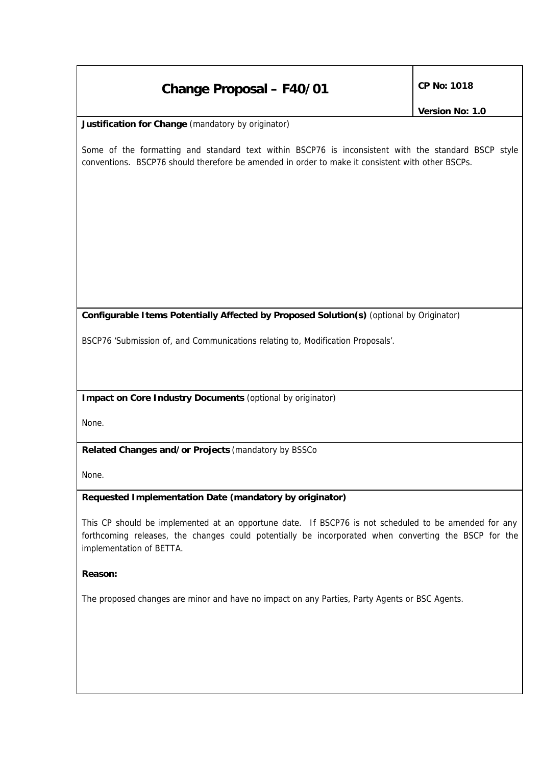# Change Proposal – F40/01

**CP No: 1018**

**Version No: 1.0**

**Justification for Change** (mandatory by originator)

Some of the formatting and standard text within BSCP76 is inconsistent with the standard BSCP style conventions. BSCP76 should therefore be amended in order to make it consistent with other BSCPs.

**Configurable Items Potentially Affected by Proposed Solution(s)** (optional by Originator)

BSCP76 'Submission of, and Communications relating to, Modification Proposals'.

**Impact on Core Industry Documents** (optional by originator)

None.

**Related Changes and/or Projects** (mandatory by BSSCo

None.

**Requested Implementation Date (mandatory by originator)**

This CP should be implemented at an opportune date. If BSCP76 is not scheduled to be amended for any forthcoming releases, the changes could potentially be incorporated when converting the BSCP for the implementation of BETTA.

**Reason:**

The proposed changes are minor and have no impact on any Parties, Party Agents or BSC Agents.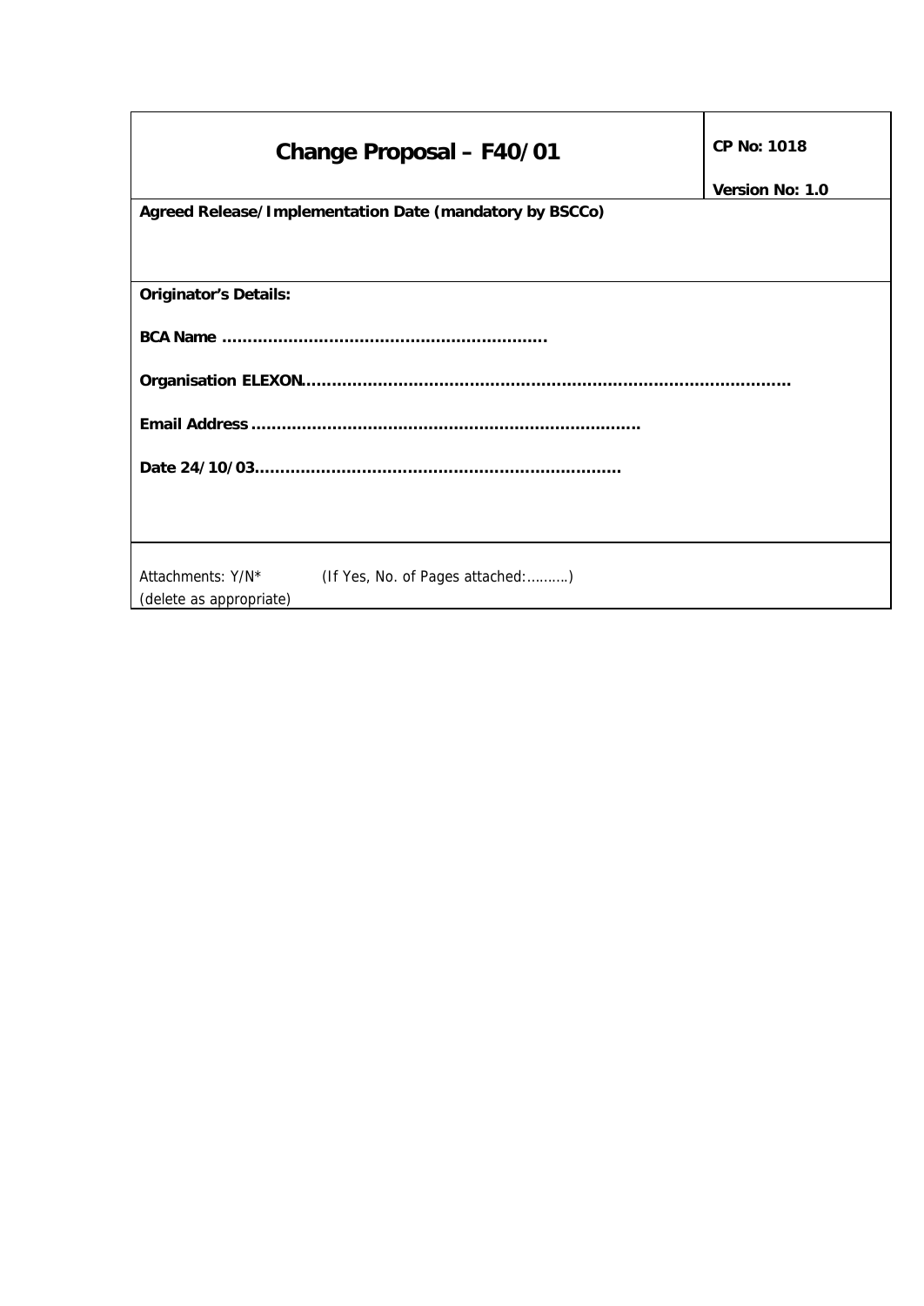| Change Proposal – F40/01 | CP No: 1018<br>Version No: 1.0 |
|---|---|
| **Agreed Release/Implementation Date (mandatory by BSCCo)** | |

**Originator's Details:**

**BCA Name ……………………………………………………….**

**Organisation ELEXON……………………………………………………………………………….**

**Email Address …………………………………………………………………**

**Date 24/10/03………………………………………………………………**

Attachments: Y/N* (If Yes, No. of Pages attached:……….)
(delete as appropriate)